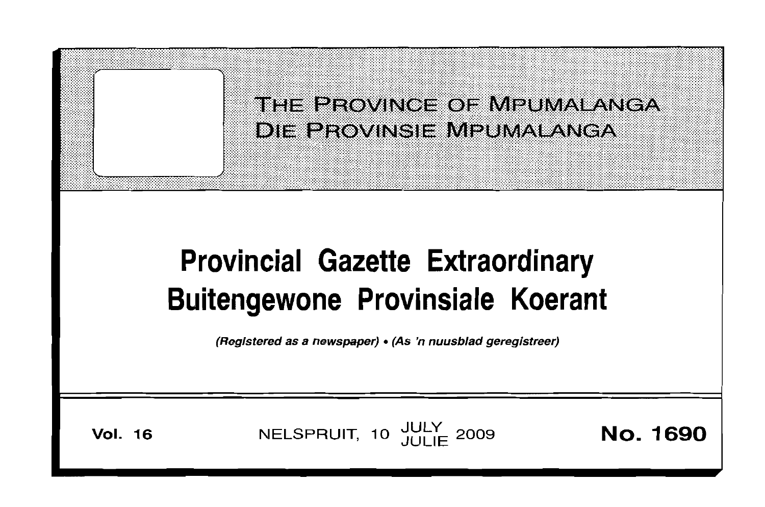# THE PROVINCE OF MPUMALANGA
# DIE PROVINSIE MPUMALANGA

# Provincial Gazette Extraordinary
# Buitengewone Provinsiale Koerant

*(Registered as a newspaper) • (As 'n nuusblad geregistreer)*

**Vol. 16** NELSPRUIT, 10 JULY JULIE 2009 **No. 1690**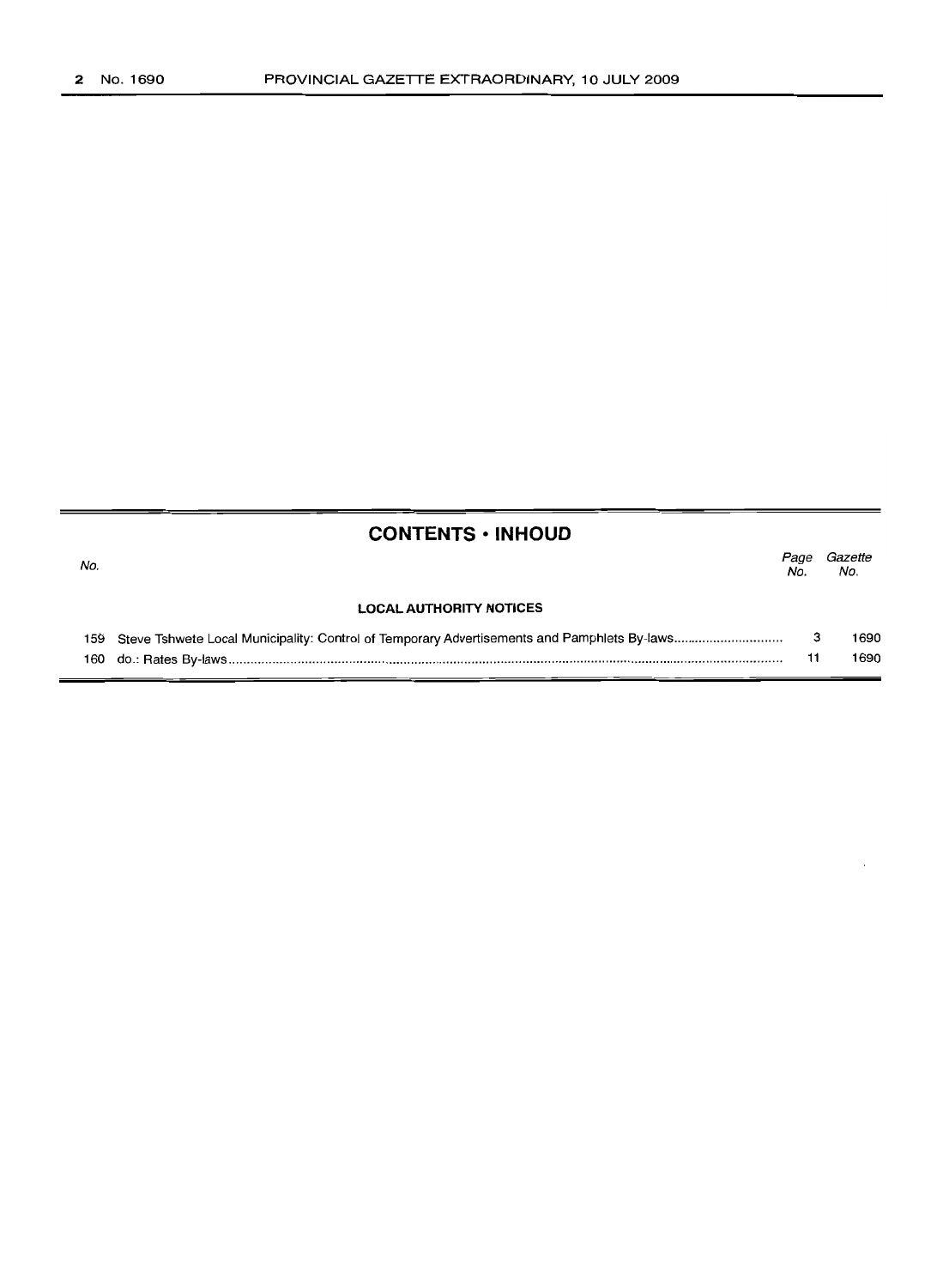## CONTENTS • INHOUD

| No. | | Page No. | Gazette No. |
|---|---|---|---|
| | **LOCAL AUTHORITY NOTICES** | | |
| 159 | Steve Tshwete Local Municipality: Control of Temporary Advertisements and Pamphlets By-laws | 3 | 1690 |
| 160 | do.: Rates By-laws | 11 | 1690 |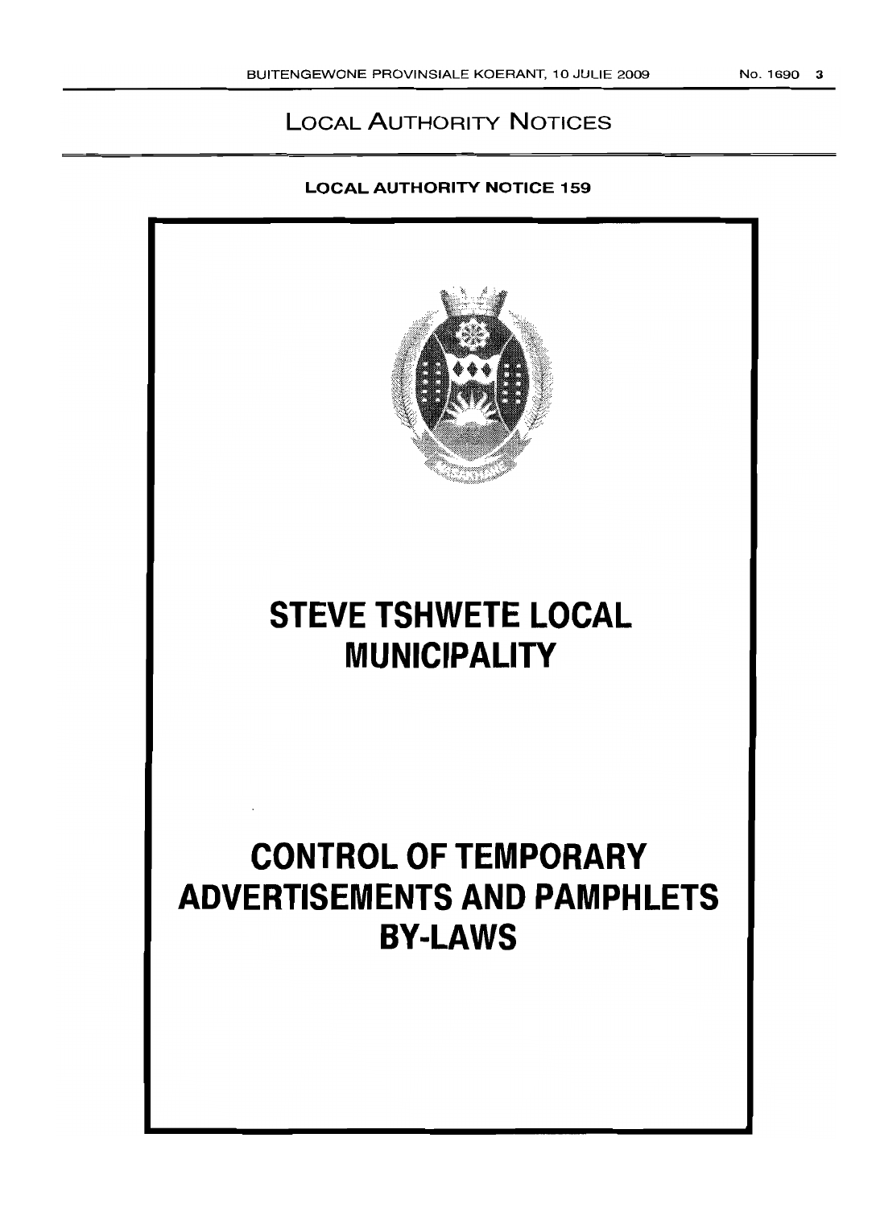## LOCAL AUTHORITY NOTICES

**LOCAL AUTHORITY NOTICE 159**

# STEVE TSHWETE LOCAL MUNICIPALITY

# CONTROL OF TEMPORARY ADVERTISEMENTS AND PAMPHLETS BY-LAWS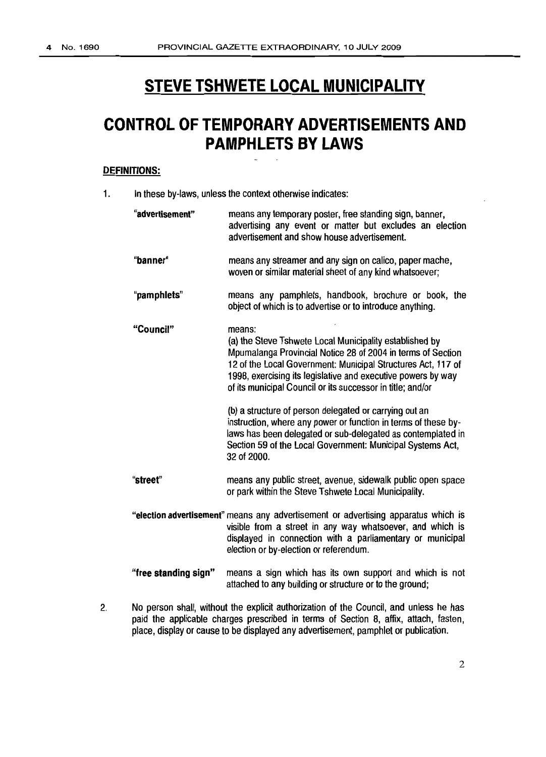# STEVE TSHWETE LOCAL MUNICIPALITY

# CONTROL OF TEMPORARY ADVERTISEMENTS AND PAMPHLETS BY LAWS

**DEFINITIONS:**

1. In these by-laws, unless the context otherwise indicates:

**"advertisement"** means any temporary poster, free standing sign, banner, advertising any event or matter but excludes an election advertisement and show house advertisement.

**"banner"** means any streamer and any sign on calico, paper mache, woven or similar material sheet of any kind whatsoever;

**"pamphlets"** means any pamphlets, handbook, brochure or book, the object of which is to advertise or to introduce anything.

**"Council"** means:

(a) the Steve Tshwete Local Municipality established by Mpumalanga Provincial Notice 28 of 2004 in terms of Section 12 of the Local Government: Municipal Structures Act, 117 of 1998, exercising its legislative and executive powers by way of its municipal Council or its successor in title; and/or

(b) a structure of person delegated or carrying out an instruction, where any power or function in terms of these by-laws has been delegated or sub-delegated as contemplated in Section 59 of the Local Government: Municipal Systems Act, 32 of 2000.

**"street"** means any public street, avenue, sidewalk public open space or park within the Steve Tshwete Local Municipality.

**"election advertisement"** means any advertisement or advertising apparatus which is visible from a street in any way whatsoever, and which is displayed in connection with a parliamentary or municipal election or by-election or referendum.

**"free standing sign"** means a sign which has its own support and which is not attached to any building or structure or to the ground;

2. No person shall, without the explicit authorization of the Council, and unless he has paid the applicable charges prescribed in terms of Section 8, affix, attach, fasten, place, display or cause to be displayed any advertisement, pamphlet or publication.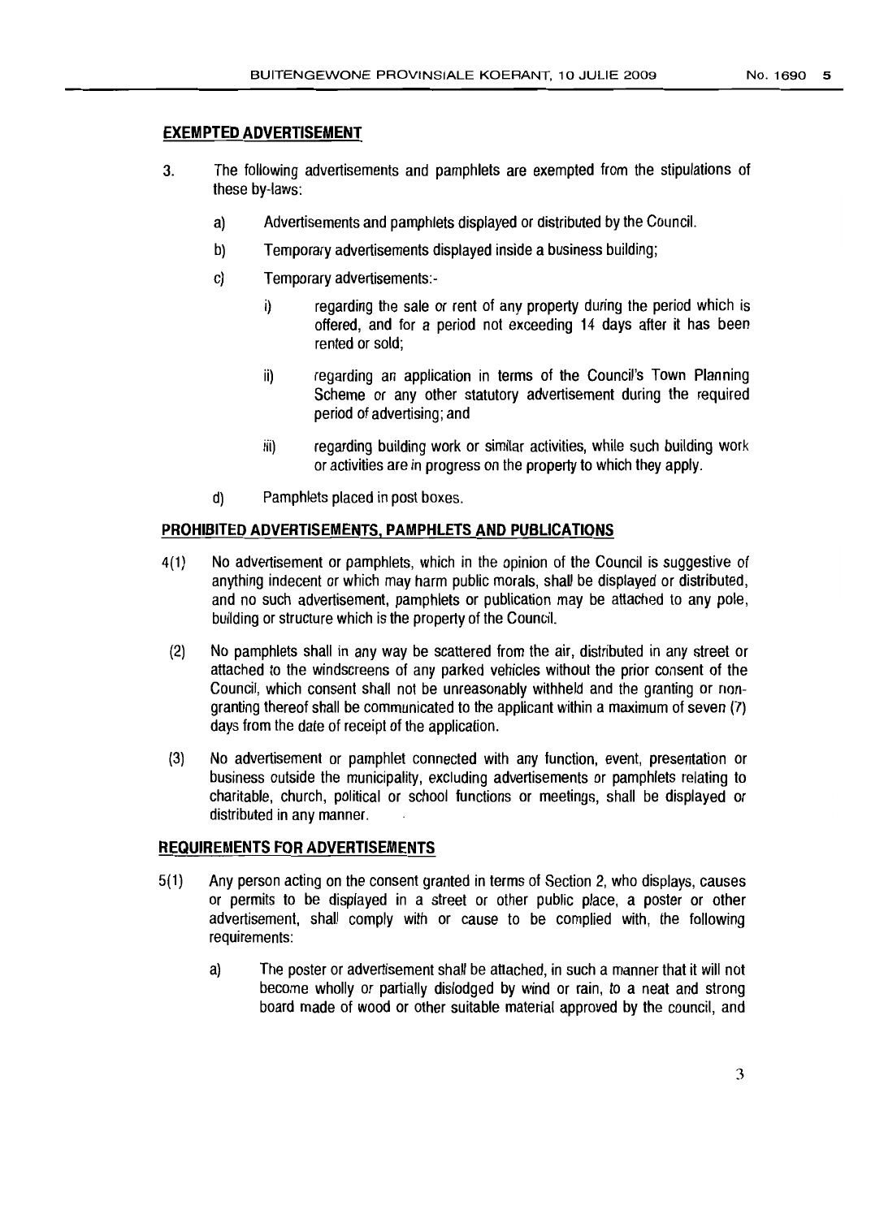## EXEMPTED ADVERTISEMENT

3. The following advertisements and pamphlets are exempted from the stipulations of these by-laws:

   a) Advertisements and pamphlets displayed or distributed by the Council.

   b) Temporary advertisements displayed inside a business building;

   c) Temporary advertisements:-

      i) regarding the sale or rent of any property during the period which is offered, and for a period not exceeding 14 days after it has been rented or sold;

      ii) regarding an application in terms of the Council's Town Planning Scheme or any other statutory advertisement during the required period of advertising; and

      iii) regarding building work or similar activities, while such building work or activities are in progress on the property to which they apply.

   d) Pamphlets placed in post boxes.

## PROHIBITED ADVERTISEMENTS, PAMPHLETS AND PUBLICATIONS

4(1) No advertisement or pamphlets, which in the opinion of the Council is suggestive of anything indecent or which may harm public morals, shall be displayed or distributed, and no such advertisement, pamphlets or publication may be attached to any pole, building or structure which is the property of the Council.

(2) No pamphlets shall in any way be scattered from the air, distributed in any street or attached to the windscreens of any parked vehicles without the prior consent of the Council, which consent shall not be unreasonably withheld and the granting or non-granting thereof shall be communicated to the applicant within a maximum of seven (7) days from the date of receipt of the application.

(3) No advertisement or pamphlet connected with any function, event, presentation or business outside the municipality, excluding advertisements or pamphlets relating to charitable, church, political or school functions or meetings, shall be displayed or distributed in any manner.

## REQUIREMENTS FOR ADVERTISEMENTS

5(1) Any person acting on the consent granted in terms of Section 2, who displays, causes or permits to be displayed in a street or other public place, a poster or other advertisement, shall comply with or cause to be complied with, the following requirements:

   a) The poster or advertisement shall be attached, in such a manner that it will not become wholly or partially dislodged by wind or rain, to a neat and strong board made of wood or other suitable material approved by the council, and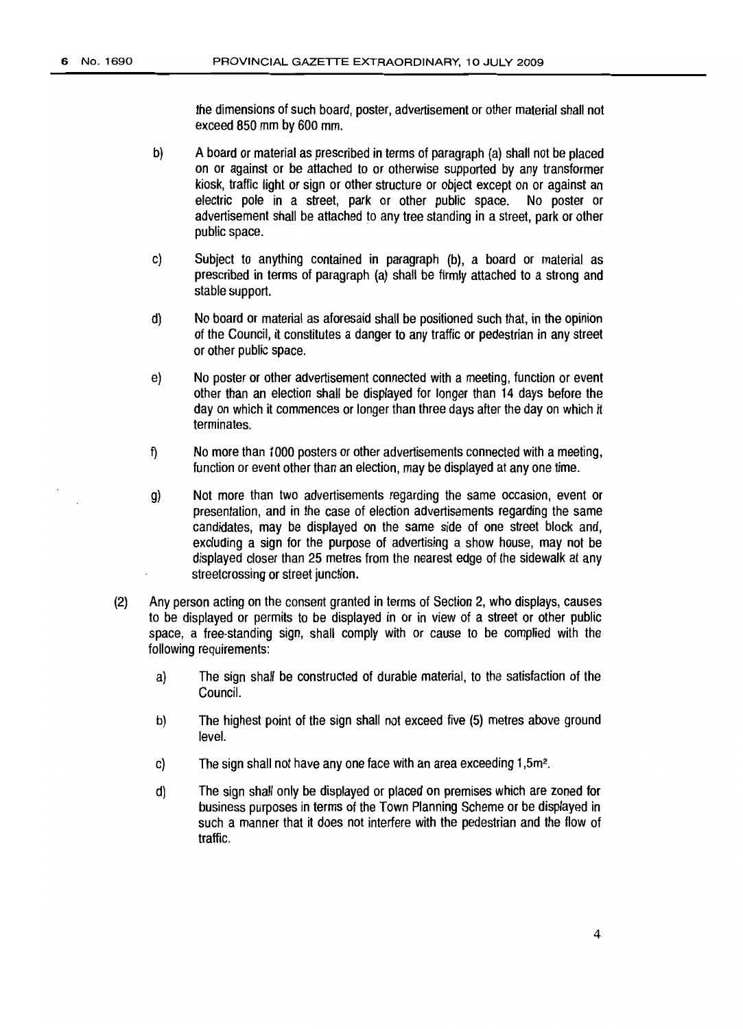the dimensions of such board, poster, advertisement or other material shall not exceed 850 mm by 600 mm.

b) A board or material as prescribed in terms of paragraph (a) shall not be placed on or against or be attached to or otherwise supported by any transformer kiosk, traffic light or sign or other structure or object except on or against an electric pole in a street, park or other public space. No poster or advertisement shall be attached to any tree standing in a street, park or other public space.

c) Subject to anything contained in paragraph (b), a board or material as prescribed in terms of paragraph (a) shall be firmly attached to a strong and stable support.

d) No board or material as aforesaid shall be positioned such that, in the opinion of the Council, it constitutes a danger to any traffic or pedestrian in any street or other public space.

e) No poster or other advertisement connected with a meeting, function or event other than an election shall be displayed for longer than 14 days before the day on which it commences or longer than three days after the day on which it terminates.

f) No more than 1000 posters or other advertisements connected with a meeting, function or event other than an election, may be displayed at any one time.

g) Not more than two advertisements regarding the same occasion, event or presentation, and in the case of election advertisements regarding the same candidates, may be displayed on the same side of one street block and, excluding a sign for the purpose of advertising a show house, may not be displayed closer than 25 metres from the nearest edge of the sidewalk at any streetcrossing or street junction.

(2) Any person acting on the consent granted in terms of Section 2, who displays, causes to be displayed or permits to be displayed in or in view of a street or other public space, a free-standing sign, shall comply with or cause to be complied with the following requirements:

a) The sign shall be constructed of durable material, to the satisfaction of the Council.

b) The highest point of the sign shall not exceed five (5) metres above ground level.

c) The sign shall not have any one face with an area exceeding 1,5m².

d) The sign shall only be displayed or placed on premises which are zoned for business purposes in terms of the Town Planning Scheme or be displayed in such a manner that it does not interfere with the pedestrian and the flow of traffic.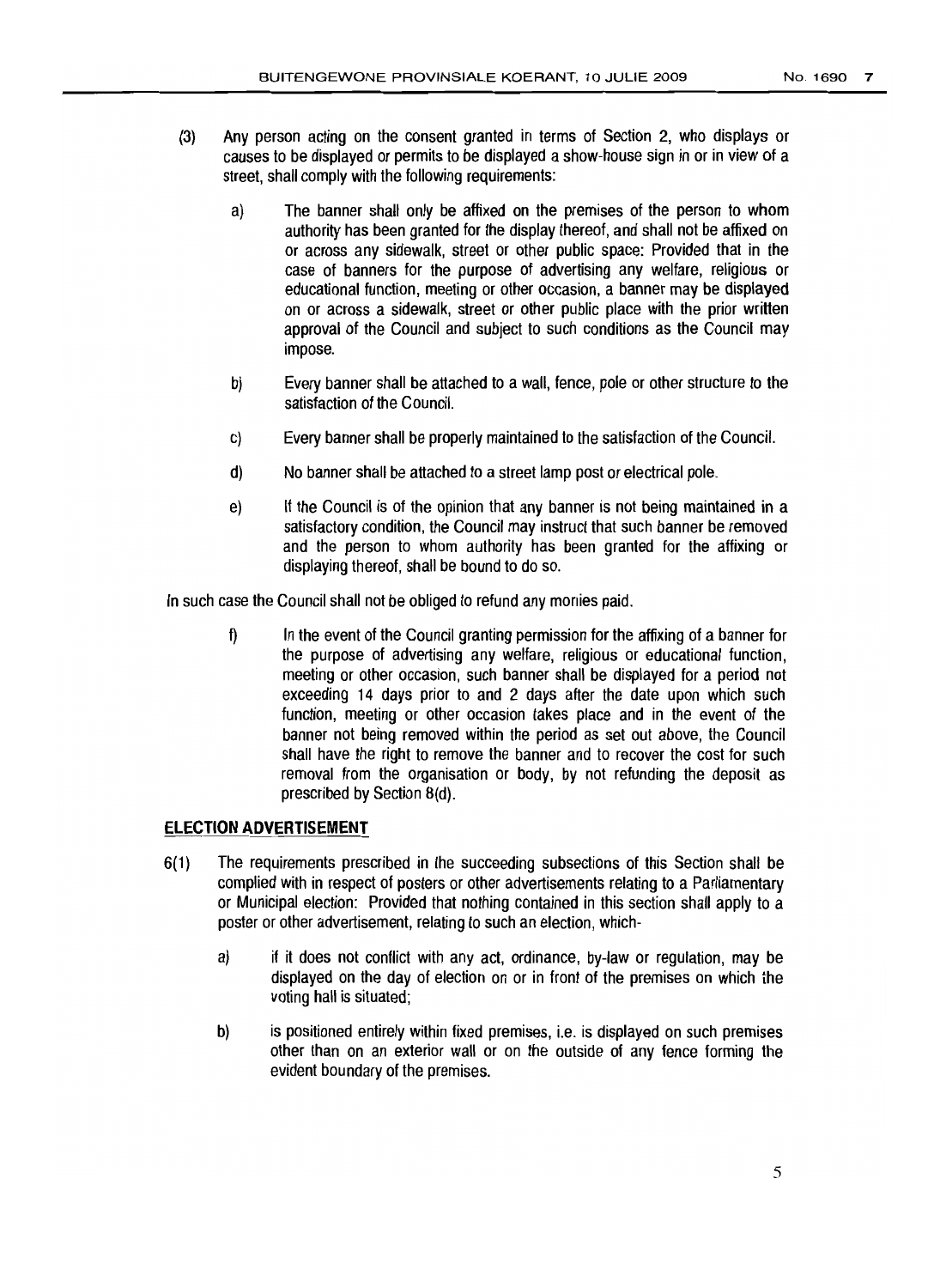(3) Any person acting on the consent granted in terms of Section 2, who displays or causes to be displayed or permits to be displayed a show-house sign in or in view of a street, shall comply with the following requirements:

a) The banner shall only be affixed on the premises of the person to whom authority has been granted for the display thereof, and shall not be affixed on or across any sidewalk, street or other public space: Provided that in the case of banners for the purpose of advertising any welfare, religious or educational function, meeting or other occasion, a banner may be displayed on or across a sidewalk, street or other public place with the prior written approval of the Council and subject to such conditions as the Council may impose.

b) Every banner shall be attached to a wall, fence, pole or other structure to the satisfaction of the Council.

c) Every banner shall be properly maintained to the satisfaction of the Council.

d) No banner shall be attached to a street lamp post or electrical pole.

e) If the Council is of the opinion that any banner is not being maintained in a satisfactory condition, the Council may instruct that such banner be removed and the person to whom authority has been granted for the affixing or displaying thereof, shall be bound to do so.

In such case the Council shall not be obliged to refund any monies paid.

f) In the event of the Council granting permission for the affixing of a banner for the purpose of advertising any welfare, religious or educational function, meeting or other occasion, such banner shall be displayed for a period not exceeding 14 days prior to and 2 days after the date upon which such function, meeting or other occasion takes place and in the event of the banner not being removed within the period as set out above, the Council shall have the right to remove the banner and to recover the cost for such removal from the organisation or body, by not refunding the deposit as prescribed by Section 8(d).

**ELECTION ADVERTISEMENT**

6(1) The requirements prescribed in the succeeding subsections of this Section shall be complied with in respect of posters or other advertisements relating to a Parliamentary or Municipal election: Provided that nothing contained in this section shall apply to a poster or other advertisement, relating to such an election, which-

a) if it does not conflict with any act, ordinance, by-law or regulation, may be displayed on the day of election on or in front of the premises on which the voting hall is situated;

b) is positioned entirely within fixed premises, i.e. is displayed on such premises other than on an exterior wall or on the outside of any fence forming the evident boundary of the premises.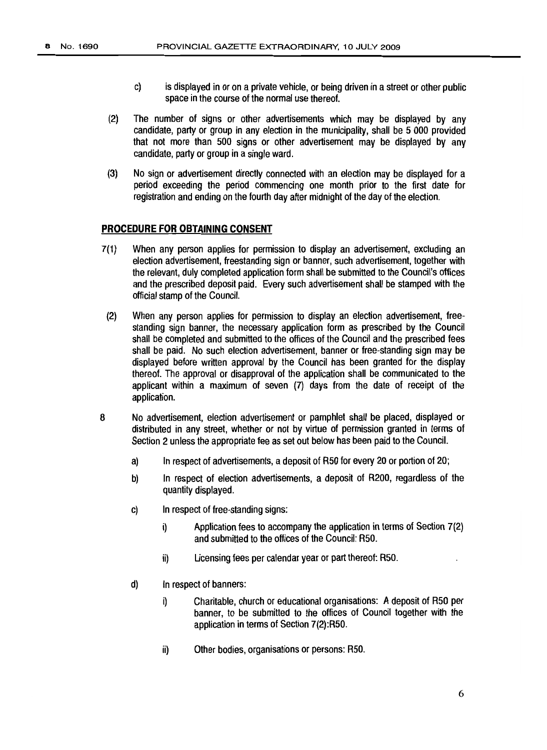c) is displayed in or on a private vehicle, or being driven in a street or other public space in the course of the normal use thereof.

(2) The number of signs or other advertisements which may be displayed by any candidate, party or group in any election in the municipality, shall be 5 000 provided that not more than 500 signs or other advertisement may be displayed by any candidate, party or group in a single ward.

(3) No sign or advertisement directly connected with an election may be displayed for a period exceeding the period commencing one month prior to the first date for registration and ending on the fourth day after midnight of the day of the election.

## PROCEDURE FOR OBTAINING CONSENT

7(1) When any person applies for permission to display an advertisement, excluding an election advertisement, freestanding sign or banner, such advertisement, together with the relevant, duly completed application form shall be submitted to the Council's offices and the prescribed deposit paid. Every such advertisement shall be stamped with the official stamp of the Council.

(2) When any person applies for permission to display an election advertisement, free-standing sign banner, the necessary application form as prescribed by the Council shall be completed and submitted to the offices of the Council and the prescribed fees shall be paid. No such election advertisement, banner or free-standing sign may be displayed before written approval by the Council has been granted for the display thereof. The approval or disapproval of the application shall be communicated to the applicant within a maximum of seven (7) days from the date of receipt of the application.

8 No advertisement, election advertisement or pamphlet shall be placed, displayed or distributed in any street, whether or not by virtue of permission granted in terms of Section 2 unless the appropriate fee as set out below has been paid to the Council.

a) In respect of advertisements, a deposit of R50 for every 20 or portion of 20;

b) In respect of election advertisements, a deposit of R200, regardless of the quantity displayed.

c) In respect of free-standing signs:

i) Application fees to accompany the application in terms of Section 7(2) and submitted to the offices of the Council: R50.

ii) Licensing fees per calendar year or part thereof: R50.

d) In respect of banners:

i) Charitable, church or educational organisations: A deposit of R50 per banner, to be submitted to the offices of Council together with the application in terms of Section 7(2):R50.

ii) Other bodies, organisations or persons: R50.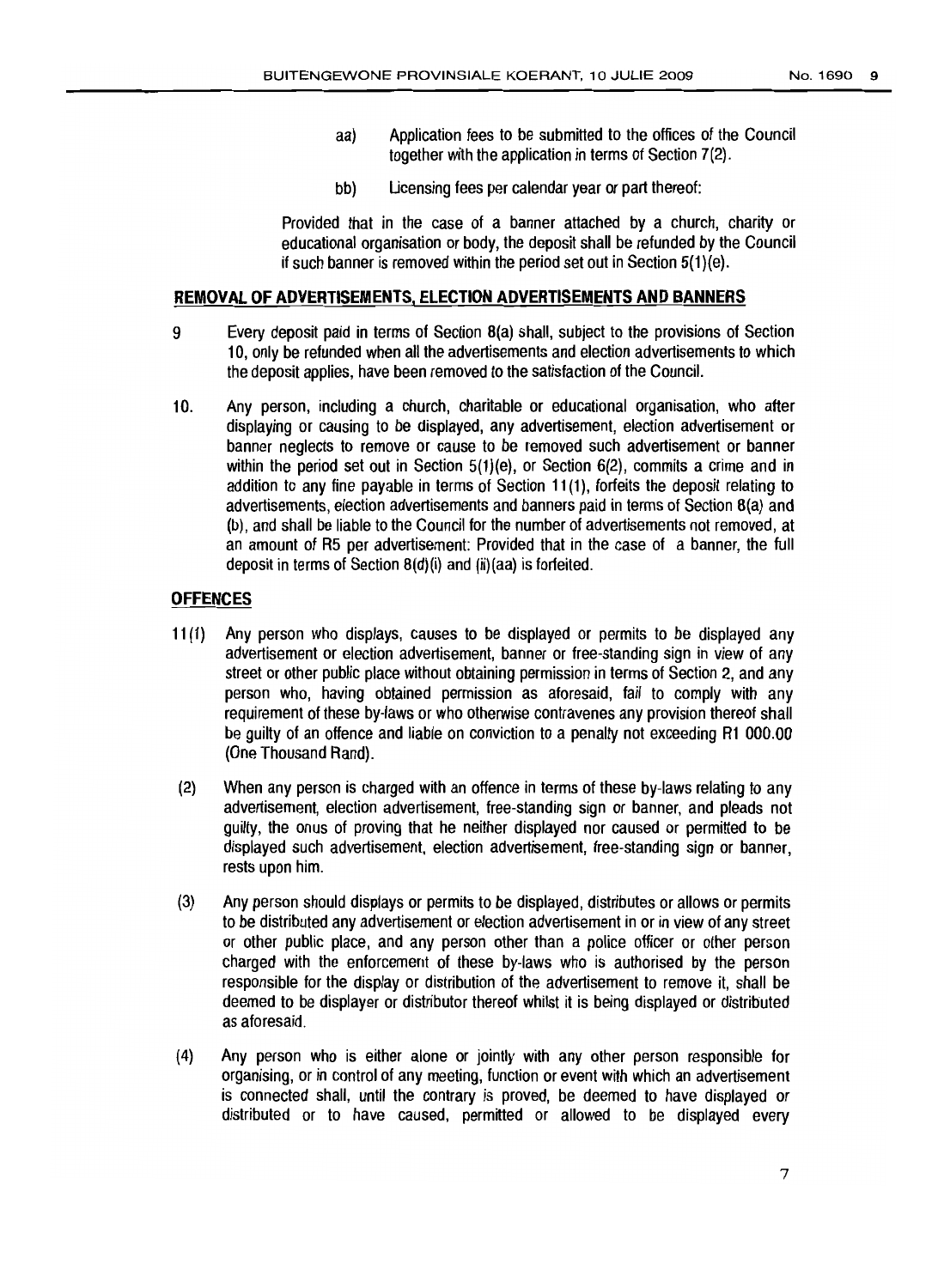aa) Application fees to be submitted to the offices of the Council together with the application in terms of Section 7(2).

bb) Licensing fees per calendar year or part thereof:

Provided that in the case of a banner attached by a church, charity or educational organisation or body, the deposit shall be refunded by the Council if such banner is removed within the period set out in Section 5(1)(e).

## REMOVAL OF ADVERTISEMENTS, ELECTION ADVERTISEMENTS AND BANNERS

9 Every deposit paid in terms of Section 8(a) shall, subject to the provisions of Section 10, only be refunded when all the advertisements and election advertisements to which the deposit applies, have been removed to the satisfaction of the Council.

10. Any person, including a church, charitable or educational organisation, who after displaying or causing to be displayed, any advertisement, election advertisement or banner neglects to remove or cause to be removed such advertisement or banner within the period set out in Section 5(1)(e), or Section 6(2), commits a crime and in addition to any fine payable in terms of Section 11(1), forfeits the deposit relating to advertisements, election advertisements and banners paid in terms of Section 8(a) and (b), and shall be liable to the Council for the number of advertisements not removed, at an amount of R5 per advertisement: Provided that in the case of a banner, the full deposit in terms of Section 8(d)(i) and (ii)(aa) is forfeited.

## OFFENCES

11(1) Any person who displays, causes to be displayed or permits to be displayed any advertisement or election advertisement, banner or free-standing sign in view of any street or other public place without obtaining permission in terms of Section 2, and any person who, having obtained permission as aforesaid, fail to comply with any requirement of these by-laws or who otherwise contravenes any provision thereof shall be guilty of an offence and liable on conviction to a penalty not exceeding R1 000.00 (One Thousand Rand).

(2) When any person is charged with an offence in terms of these by-laws relating to any advertisement, election advertisement, free-standing sign or banner, and pleads not guilty, the onus of proving that he neither displayed nor caused or permitted to be displayed such advertisement, election advertisement, free-standing sign or banner, rests upon him.

(3) Any person should displays or permits to be displayed, distributes or allows or permits to be distributed any advertisement or election advertisement in or in view of any street or other public place, and any person other than a police officer or other person charged with the enforcement of these by-laws who is authorised by the person responsible for the display or distribution of the advertisement to remove it, shall be deemed to be displayer or distributor thereof whilst it is being displayed or distributed as aforesaid.

(4) Any person who is either alone or jointly with any other person responsible for organising, or in control of any meeting, function or event with which an advertisement is connected shall, until the contrary is proved, be deemed to have displayed or distributed or to have caused, permitted or allowed to be displayed every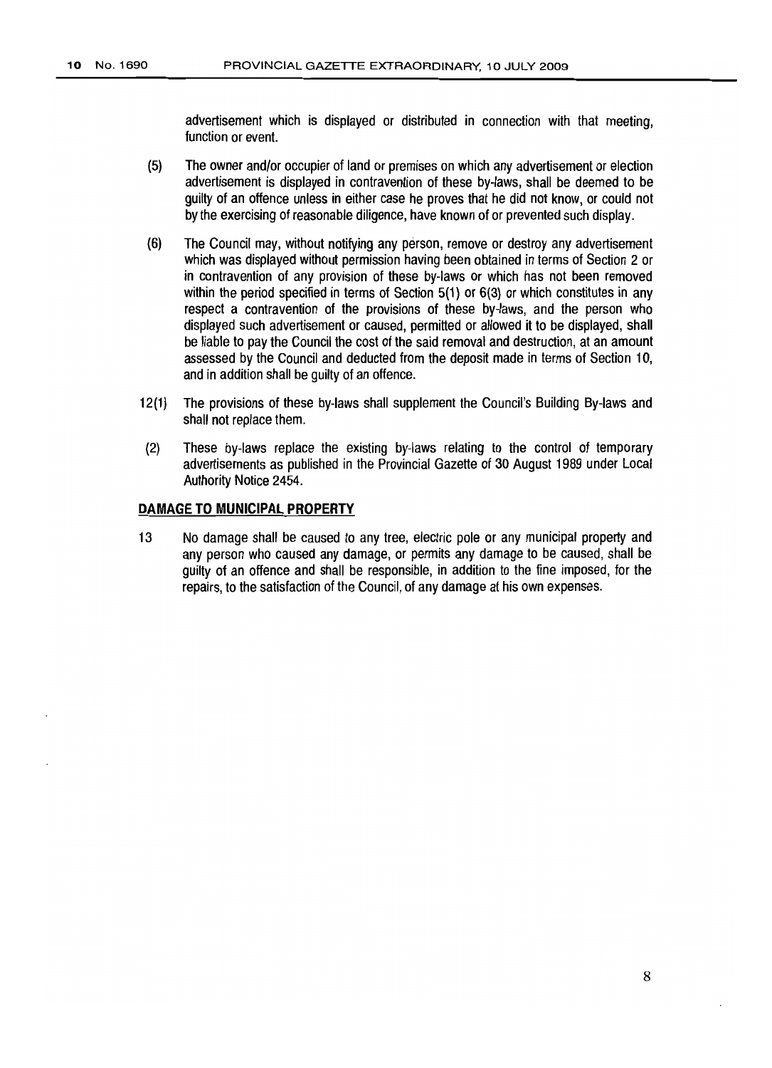advertisement which is displayed or distributed in connection with that meeting, function or event.

(5) The owner and/or occupier of land or premises on which any advertisement or election advertisement is displayed in contravention of these by-laws, shall be deemed to be guilty of an offence unless in either case he proves that he did not know, or could not by the exercising of reasonable diligence, have known of or prevented such display.

(6) The Council may, without notifying any person, remove or destroy any advertisement which was displayed without permission having been obtained in terms of Section 2 or in contravention of any provision of these by-laws or which has not been removed within the period specified in terms of Section 5(1) or 6(3) or which constitutes in any respect a contravention of the provisions of these by-laws, and the person who displayed such advertisement or caused, permitted or allowed it to be displayed, shall be liable to pay the Council the cost of the said removal and destruction, at an amount assessed by the Council and deducted from the deposit made in terms of Section 10, and in addition shall be guilty of an offence.

12(1) The provisions of these by-laws shall supplement the Council's Building By-laws and shall not replace them.

(2) These by-laws replace the existing by-laws relating to the control of temporary advertisements as published in the Provincial Gazette of 30 August 1989 under Local Authority Notice 2454.

**DAMAGE TO MUNICIPAL PROPERTY**

13 No damage shall be caused to any tree, electric pole or any municipal property and any person who caused any damage, or permits any damage to be caused, shall be guilty of an offence and shall be responsible, in addition to the fine imposed, for the repairs, to the satisfaction of the Council, of any damage at his own expenses.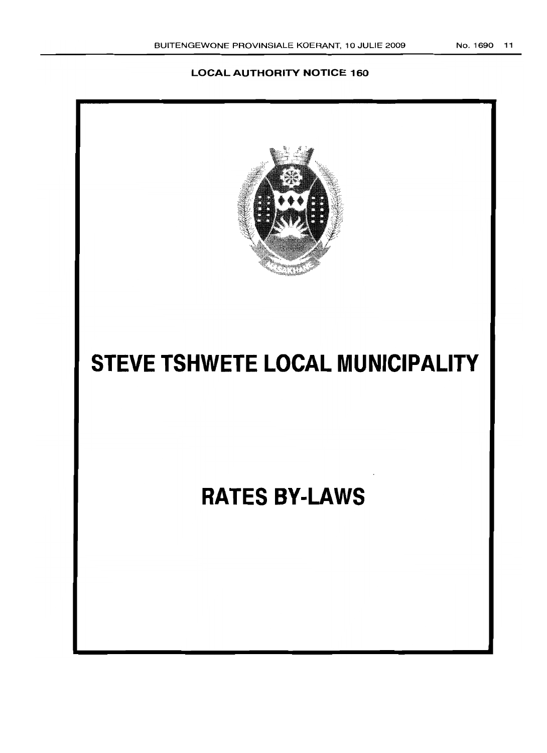**LOCAL AUTHORITY NOTICE 160**

# STEVE TSHWETE LOCAL MUNICIPALITY

# RATES BY-LAWS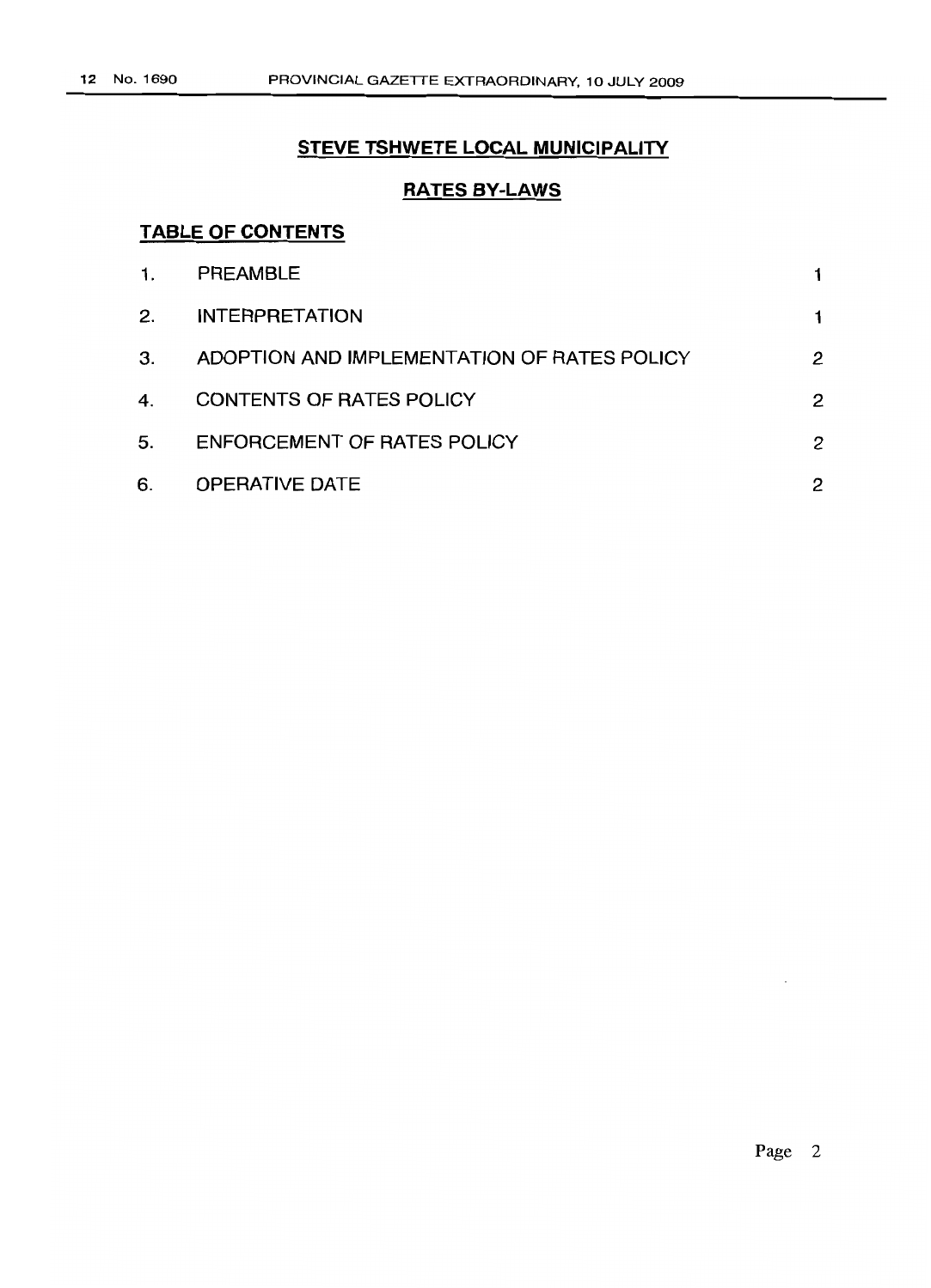## STEVE TSHWETE LOCAL MUNICIPALITY

### RATES BY-LAWS

#### TABLE OF CONTENTS

| | | |
|---|---|---|
| 1. | PREAMBLE | 1 |
| 2. | INTERPRETATION | 1 |
| 3. | ADOPTION AND IMPLEMENTATION OF RATES POLICY | 2 |
| 4. | CONTENTS OF RATES POLICY | 2 |
| 5. | ENFORCEMENT OF RATES POLICY | 2 |
| 6. | OPERATIVE DATE | 2 |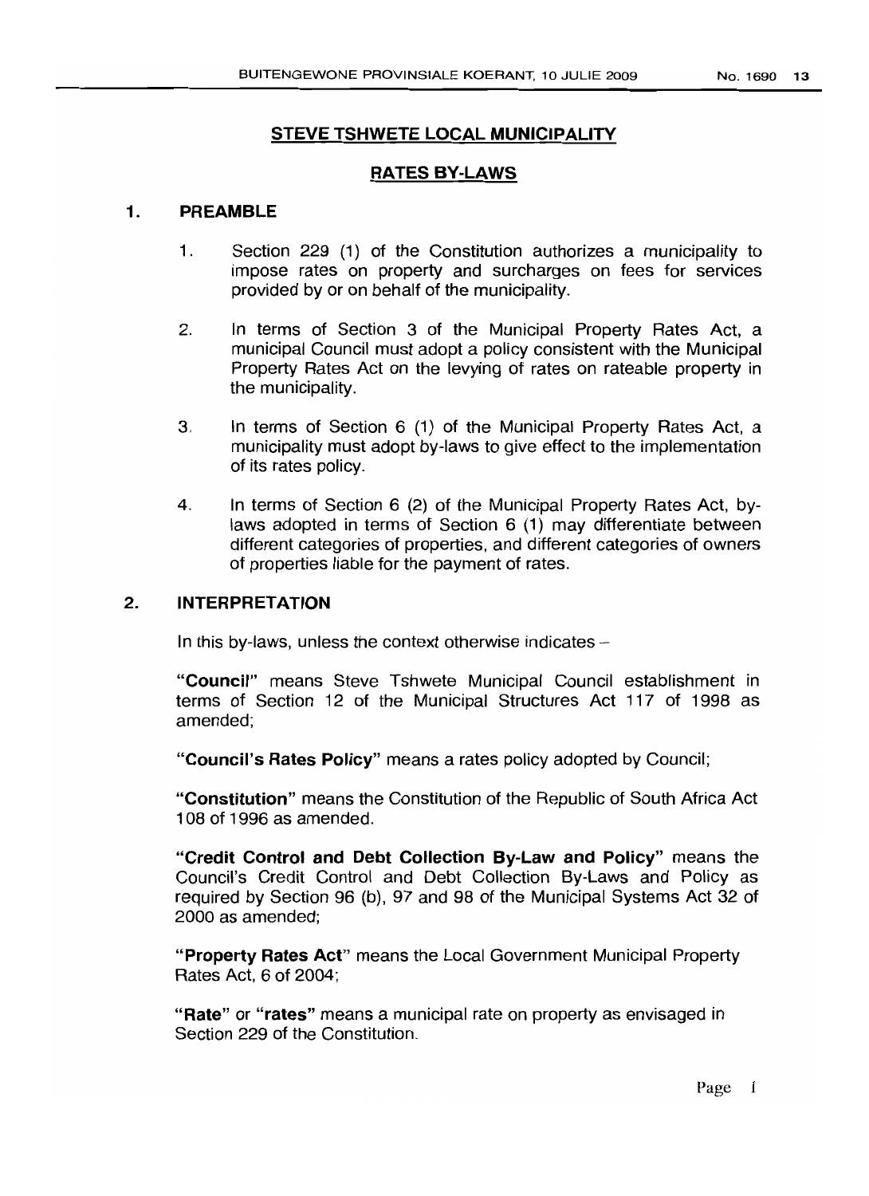## STEVE TSHWETE LOCAL MUNICIPALITY

## RATES BY-LAWS

### 1. PREAMBLE

1. Section 229 (1) of the Constitution authorizes a municipality to impose rates on property and surcharges on fees for services provided by or on behalf of the municipality.

2. In terms of Section 3 of the Municipal Property Rates Act, a municipal Council must adopt a policy consistent with the Municipal Property Rates Act on the levying of rates on rateable property in the municipality.

3. In terms of Section 6 (1) of the Municipal Property Rates Act, a municipality must adopt by-laws to give effect to the implementation of its rates policy.

4. In terms of Section 6 (2) of the Municipal Property Rates Act, by-laws adopted in terms of Section 6 (1) may differentiate between different categories of properties, and different categories of owners of properties liable for the payment of rates.

### 2. INTERPRETATION

In this by-laws, unless the context otherwise indicates –

**"Council"** means Steve Tshwete Municipal Council establishment in terms of Section 12 of the Municipal Structures Act 117 of 1998 as amended;

**"Council's Rates Policy"** means a rates policy adopted by Council;

**"Constitution"** means the Constitution of the Republic of South Africa Act 108 of 1996 as amended.

**"Credit Control and Debt Collection By-Law and Policy"** means the Council's Credit Control and Debt Collection By-Laws and Policy as required by Section 96 (b), 97 and 98 of the Municipal Systems Act 32 of 2000 as amended;

**"Property Rates Act"** means the Local Government Municipal Property Rates Act, 6 of 2004;

**"Rate"** or **"rates"** means a municipal rate on property as envisaged in Section 229 of the Constitution.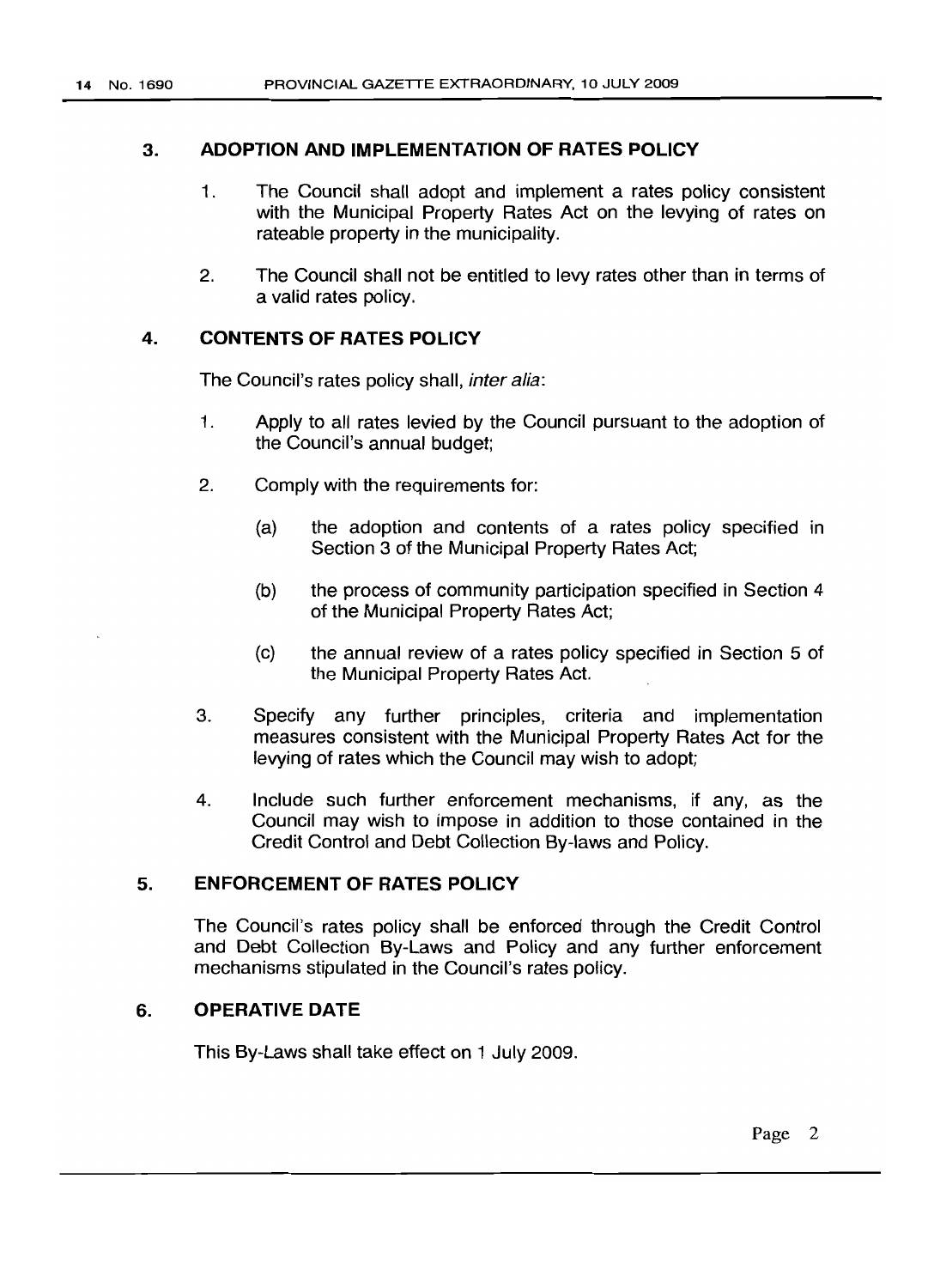## 3. ADOPTION AND IMPLEMENTATION OF RATES POLICY

1. The Council shall adopt and implement a rates policy consistent with the Municipal Property Rates Act on the levying of rates on rateable property in the municipality.

2. The Council shall not be entitled to levy rates other than in terms of a valid rates policy.

## 4. CONTENTS OF RATES POLICY

The Council's rates policy shall, *inter alia*:

1. Apply to all rates levied by the Council pursuant to the adoption of the Council's annual budget;

2. Comply with the requirements for:

   (a) the adoption and contents of a rates policy specified in Section 3 of the Municipal Property Rates Act;

   (b) the process of community participation specified in Section 4 of the Municipal Property Rates Act;

   (c) the annual review of a rates policy specified in Section 5 of the Municipal Property Rates Act.

3. Specify any further principles, criteria and implementation measures consistent with the Municipal Property Rates Act for the levying of rates which the Council may wish to adopt;

4. Include such further enforcement mechanisms, if any, as the Council may wish to impose in addition to those contained in the Credit Control and Debt Collection By-laws and Policy.

## 5. ENFORCEMENT OF RATES POLICY

The Council's rates policy shall be enforced through the Credit Control and Debt Collection By-Laws and Policy and any further enforcement mechanisms stipulated in the Council's rates policy.

## 6. OPERATIVE DATE

This By-Laws shall take effect on 1 July 2009.